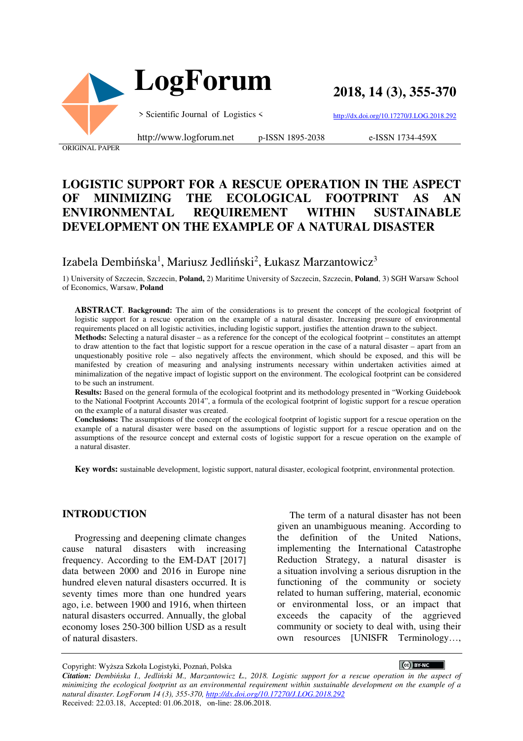ORIGINAL PAPER

# LOGISTIC SUPPORT FOR A RESCUE OPERATION IN THE ASPECT OF MINIMIZING THE ECOLOGICAL FOOTPRINT AS AN ENVIRONMENTAL REQUIREMENT WITHIN SUSTAINABLE DEVELOPMENT ON THE EXAMPLE OF A NATURAL DISASTER

Izabela Dembińska[1], Mariusz Jedliński[2], Łukasz Marzantowicz[3]

1) University of Szczecin, Szczecin, **Poland,** 2) Maritime University of Szczecin, Szczecin, **Poland**, 3) SGH Warsaw School of Economics, Warsaw, **Poland**

**ABSTRACT**. **Background:** The aim of the considerations is to present the concept of the ecological footprint of logistic support for a rescue operation on the example of a natural disaster. Increasing pressure of environmental requirements placed on all logistic activities, including logistic support, justifies the attention drawn to the subject.

**Methods:** Selecting a natural disaster – as a reference for the concept of the ecological footprint – constitutes an attempt to draw attention to the fact that logistic support for a rescue operation in the case of a natural disaster – apart from an unquestionably positive role – also negatively affects the environment, which should be exposed, and this will be manifested by creation of measuring and analysing instruments necessary within undertaken activities aimed at minimalization of the negative impact of logistic support on the environment. The ecological footprint can be considered to be such an instrument.

**Results:** Based on the general formula of the ecological footprint and its methodology presented in "Working Guidebook to the National Footprint Accounts 2014", a formula of the ecological footprint of logistic support for a rescue operation on the example of a natural disaster was created.

**Conclusions:** The assumptions of the concept of the ecological footprint of logistic support for a rescue operation on the example of a natural disaster were based on the assumptions of logistic support for a rescue operation and on the assumptions of the resource concept and external costs of logistic support for a rescue operation on the example of a natural disaster.

**Key words:** sustainable development, logistic support, natural disaster, ecological footprint, environmental protection.

## INTRODUCTION

Progressing and deepening climate changes cause natural disasters with increasing frequency. According to the EM-DAT [2017] data between 2000 and 2016 in Europe nine hundred eleven natural disasters occurred. It is seventy times more than one hundred years ago, i.e. between 1900 and 1916, when thirteen natural disasters occurred. Annually, the global economy loses 250-300 billion USD as a result of natural disasters.

The term of a natural disaster has not been given an unambiguous meaning. According to the definition of the United Nations, implementing the International Catastrophe Reduction Strategy, a natural disaster is a situation involving a serious disruption in the functioning of the community or society related to human suffering, material, economic or environmental loss, or an impact that exceeds the capacity of the aggrieved community or society to deal with, using their own resources [UNISFR Terminology…,

Copyright: Wyższa Szkoła Logistyki, Poznań, Polska

***Citation:*** *Dembińska I., Jedliński M., Marzantowicz Ł., 2018. Logistic support for a rescue operation in the aspect of minimizing the ecological footprint as an environmental requirement within sustainable development on the example of a natural disaster. LogForum 14 (3), 355-370, http://dx.doi.org/10.17270/J.LOG.2018.292*

Received: 22.03.18, Accepted: 01.06.2018, on-line: 28.06.2018.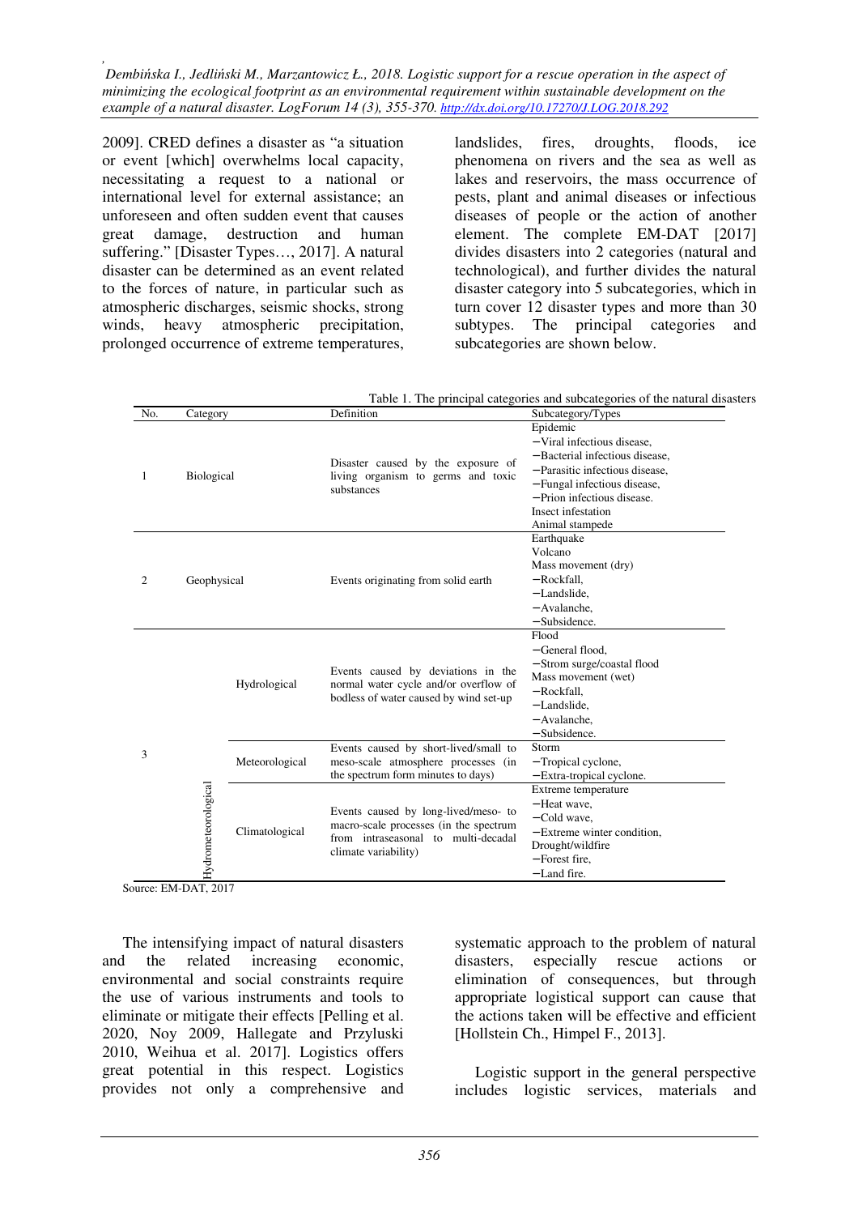2009]. CRED defines a disaster as "a situation or event [which] overwhelms local capacity, necessitating a request to a national or international level for external assistance; an unforeseen and often sudden event that causes great damage, destruction and human suffering." [Disaster Types…, 2017]. A natural disaster can be determined as an event related to the forces of nature, in particular such as atmospheric discharges, seismic shocks, strong winds, heavy atmospheric precipitation, prolonged occurrence of extreme temperatures, landslides, fires, droughts, floods, ice phenomena on rivers and the sea as well as lakes and reservoirs, the mass occurrence of pests, plant and animal diseases or infectious diseases of people or the action of another element. The complete EM-DAT [2017] divides disasters into 2 categories (natural and technological), and further divides the natural disaster category into 5 subcategories, which in turn cover 12 disaster types and more than 30 subtypes. The principal categories and subcategories are shown below.

Table 1. The principal categories and subcategories of the natural disasters

| No. | Category | | Definition | Subcategory/Types |
|---|---|---|---|---|
| 1 | Biological | | Disaster caused by the exposure of living organism to germs and toxic substances | Epidemic<br>−Viral infectious disease,<br>−Bacterial infectious disease,<br>−Parasitic infectious disease,<br>−Fungal infectious disease,<br>−Prion infectious disease.<br>Insect infestation<br>Animal stampede |
| 2 | Geophysical | | Events originating from solid earth | Earthquake<br>Volcano<br>Mass movement (dry)<br>−Rockfall,<br>−Landslide,<br>−Avalanche,<br>−Subsidence. |
| 3 | Hydrometeorological | Hydrological | Events caused by deviations in the normal water cycle and/or overflow of bodless of water caused by wind set-up | Flood<br>−General flood,<br>−Strom surge/coastal flood<br>Mass movement (wet)<br>−Rockfall,<br>−Landslide,<br>−Avalanche,<br>−Subsidence. |
| | | Meteorological | Events caused by short-lived/small to meso-scale atmosphere processes (in the spectrum form minutes to days) | Storm<br>−Tropical cyclone,<br>−Extra-tropical cyclone. |
| | | Climatological | Events caused by long-lived/meso- to macro-scale processes (in the spectrum from intraseasonal to multi-decadal climate variability) | Extreme temperature<br>−Heat wave,<br>−Cold wave,<br>−Extreme winter condition,<br>Drought/wildfire<br>−Forest fire,<br>−Land fire. |

Source: EM-DAT, 2017

The intensifying impact of natural disasters and the related increasing economic, environmental and social constraints require the use of various instruments and tools to eliminate or mitigate their effects [Pelling et al. 2020, Noy 2009, Hallegate and Przyluski 2010, Weihua et al. 2017]. Logistics offers great potential in this respect. Logistics provides not only a comprehensive and systematic approach to the problem of natural disasters, especially rescue actions or elimination of consequences, but through appropriate logistical support can cause that the actions taken will be effective and efficient [Hollstein Ch., Himpel F., 2013].

Logistic support in the general perspective includes logistic services, materials and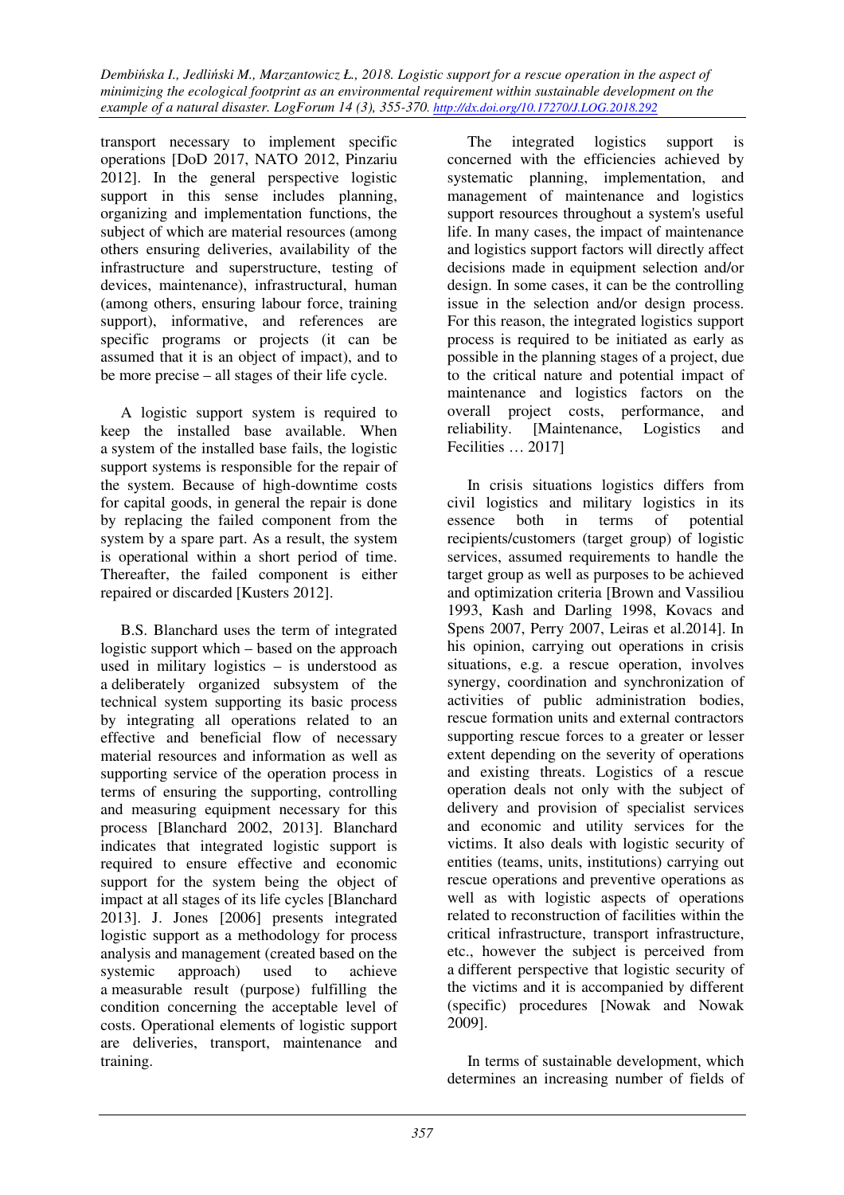transport necessary to implement specific operations [DoD 2017, NATO 2012, Pinzariu 2012]. In the general perspective logistic support in this sense includes planning, organizing and implementation functions, the subject of which are material resources (among others ensuring deliveries, availability of the infrastructure and superstructure, testing of devices, maintenance), infrastructural, human (among others, ensuring labour force, training support), informative, and references are specific programs or projects (it can be assumed that it is an object of impact), and to be more precise – all stages of their life cycle.

A logistic support system is required to keep the installed base available. When a system of the installed base fails, the logistic support systems is responsible for the repair of the system. Because of high-downtime costs for capital goods, in general the repair is done by replacing the failed component from the system by a spare part. As a result, the system is operational within a short period of time. Thereafter, the failed component is either repaired or discarded [Kusters 2012].

B.S. Blanchard uses the term of integrated logistic support which – based on the approach used in military logistics – is understood as a deliberately organized subsystem of the technical system supporting its basic process by integrating all operations related to an effective and beneficial flow of necessary material resources and information as well as supporting service of the operation process in terms of ensuring the supporting, controlling and measuring equipment necessary for this process [Blanchard 2002, 2013]. Blanchard indicates that integrated logistic support is required to ensure effective and economic support for the system being the object of impact at all stages of its life cycles [Blanchard 2013]. J. Jones [2006] presents integrated logistic support as a methodology for process analysis and management (created based on the systemic approach) used to achieve a measurable result (purpose) fulfilling the condition concerning the acceptable level of costs. Operational elements of logistic support are deliveries, transport, maintenance and training.

The integrated logistics support is concerned with the efficiencies achieved by systematic planning, implementation, and management of maintenance and logistics support resources throughout a system's useful life. In many cases, the impact of maintenance and logistics support factors will directly affect decisions made in equipment selection and/or design. In some cases, it can be the controlling issue in the selection and/or design process. For this reason, the integrated logistics support process is required to be initiated as early as possible in the planning stages of a project, due to the critical nature and potential impact of maintenance and logistics factors on the overall project costs, performance, and reliability. [Maintenance, Logistics and Fecilities … 2017]

In crisis situations logistics differs from civil logistics and military logistics in its essence both in terms of potential recipients/customers (target group) of logistic services, assumed requirements to handle the target group as well as purposes to be achieved and optimization criteria [Brown and Vassiliou 1993, Kash and Darling 1998, Kovacs and Spens 2007, Perry 2007, Leiras et al.2014]. In his opinion, carrying out operations in crisis situations, e.g. a rescue operation, involves synergy, coordination and synchronization of activities of public administration bodies, rescue formation units and external contractors supporting rescue forces to a greater or lesser extent depending on the severity of operations and existing threats. Logistics of a rescue operation deals not only with the subject of delivery and provision of specialist services and economic and utility services for the victims. It also deals with logistic security of entities (teams, units, institutions) carrying out rescue operations and preventive operations as well as with logistic aspects of operations related to reconstruction of facilities within the critical infrastructure, transport infrastructure, etc., however the subject is perceived from a different perspective that logistic security of the victims and it is accompanied by different (specific) procedures [Nowak and Nowak 2009].

In terms of sustainable development, which determines an increasing number of fields of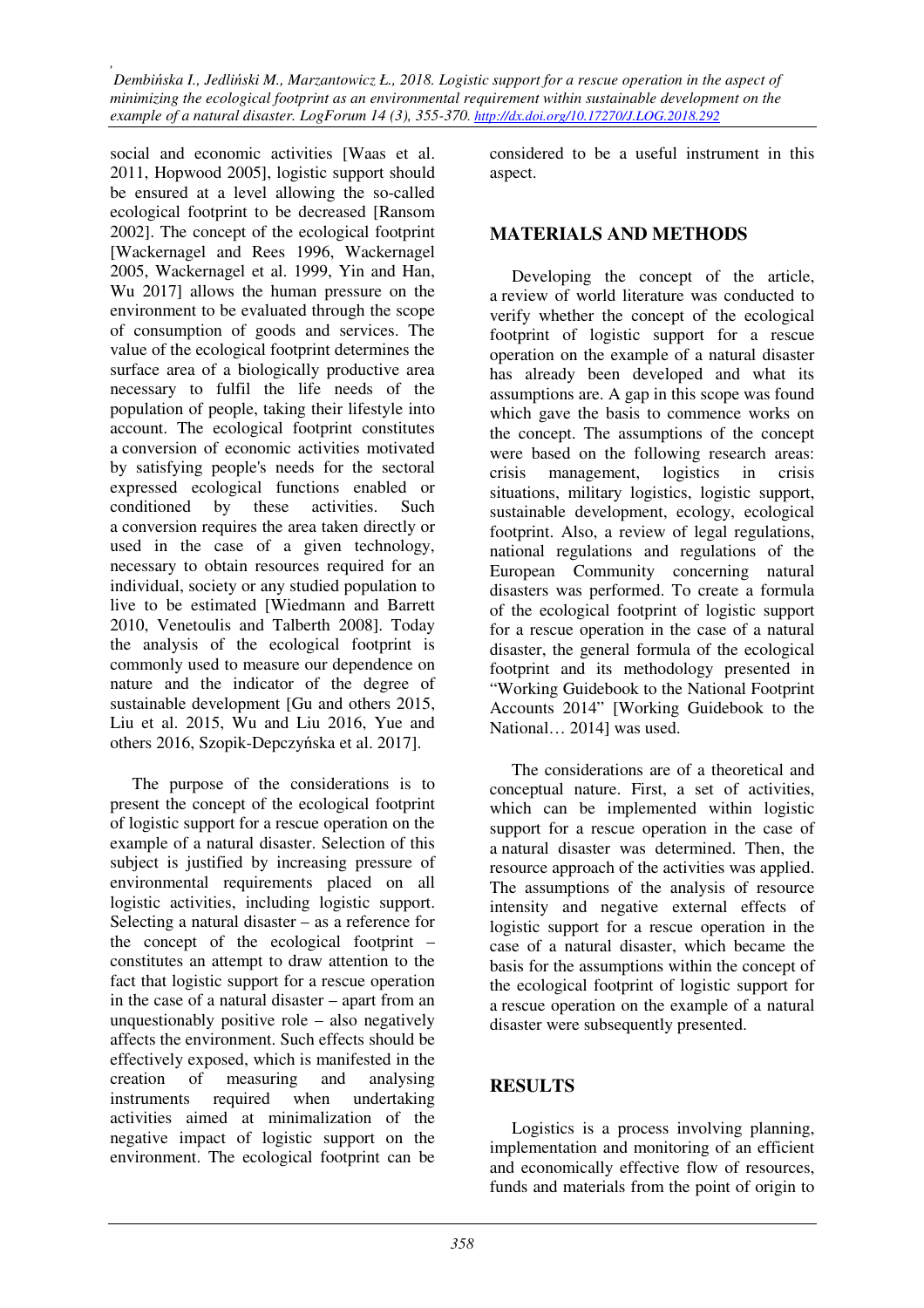social and economic activities [Waas et al. 2011, Hopwood 2005], logistic support should be ensured at a level allowing the so-called ecological footprint to be decreased [Ransom 2002]. The concept of the ecological footprint [Wackernagel and Rees 1996, Wackernagel 2005, Wackernagel et al. 1999, Yin and Han, Wu 2017] allows the human pressure on the environment to be evaluated through the scope of consumption of goods and services. The value of the ecological footprint determines the surface area of a biologically productive area necessary to fulfil the life needs of the population of people, taking their lifestyle into account. The ecological footprint constitutes a conversion of economic activities motivated by satisfying people's needs for the sectoral expressed ecological functions enabled or conditioned by these activities. Such a conversion requires the area taken directly or used in the case of a given technology, necessary to obtain resources required for an individual, society or any studied population to live to be estimated [Wiedmann and Barrett 2010, Venetoulis and Talberth 2008]. Today the analysis of the ecological footprint is commonly used to measure our dependence on nature and the indicator of the degree of sustainable development [Gu and others 2015, Liu et al. 2015, Wu and Liu 2016, Yue and others 2016, Szopik-Depczyńska et al. 2017].

The purpose of the considerations is to present the concept of the ecological footprint of logistic support for a rescue operation on the example of a natural disaster. Selection of this subject is justified by increasing pressure of environmental requirements placed on all logistic activities, including logistic support. Selecting a natural disaster – as a reference for the concept of the ecological footprint – constitutes an attempt to draw attention to the fact that logistic support for a rescue operation in the case of a natural disaster – apart from an unquestionably positive role – also negatively affects the environment. Such effects should be effectively exposed, which is manifested in the creation of measuring and analysing instruments required when undertaking activities aimed at minimalization of the negative impact of logistic support on the environment. The ecological footprint can be considered to be a useful instrument in this aspect.

## MATERIALS AND METHODS

Developing the concept of the article, a review of world literature was conducted to verify whether the concept of the ecological footprint of logistic support for a rescue operation on the example of a natural disaster has already been developed and what its assumptions are. A gap in this scope was found which gave the basis to commence works on the concept. The assumptions of the concept were based on the following research areas: crisis management, logistics in crisis situations, military logistics, logistic support, sustainable development, ecology, ecological footprint. Also, a review of legal regulations, national regulations and regulations of the European Community concerning natural disasters was performed. To create a formula of the ecological footprint of logistic support for a rescue operation in the case of a natural disaster, the general formula of the ecological footprint and its methodology presented in "Working Guidebook to the National Footprint Accounts 2014" [Working Guidebook to the National… 2014] was used.

The considerations are of a theoretical and conceptual nature. First, a set of activities, which can be implemented within logistic support for a rescue operation in the case of a natural disaster was determined. Then, the resource approach of the activities was applied. The assumptions of the analysis of resource intensity and negative external effects of logistic support for a rescue operation in the case of a natural disaster, which became the basis for the assumptions within the concept of the ecological footprint of logistic support for a rescue operation on the example of a natural disaster were subsequently presented.

## RESULTS

Logistics is a process involving planning, implementation and monitoring of an efficient and economically effective flow of resources, funds and materials from the point of origin to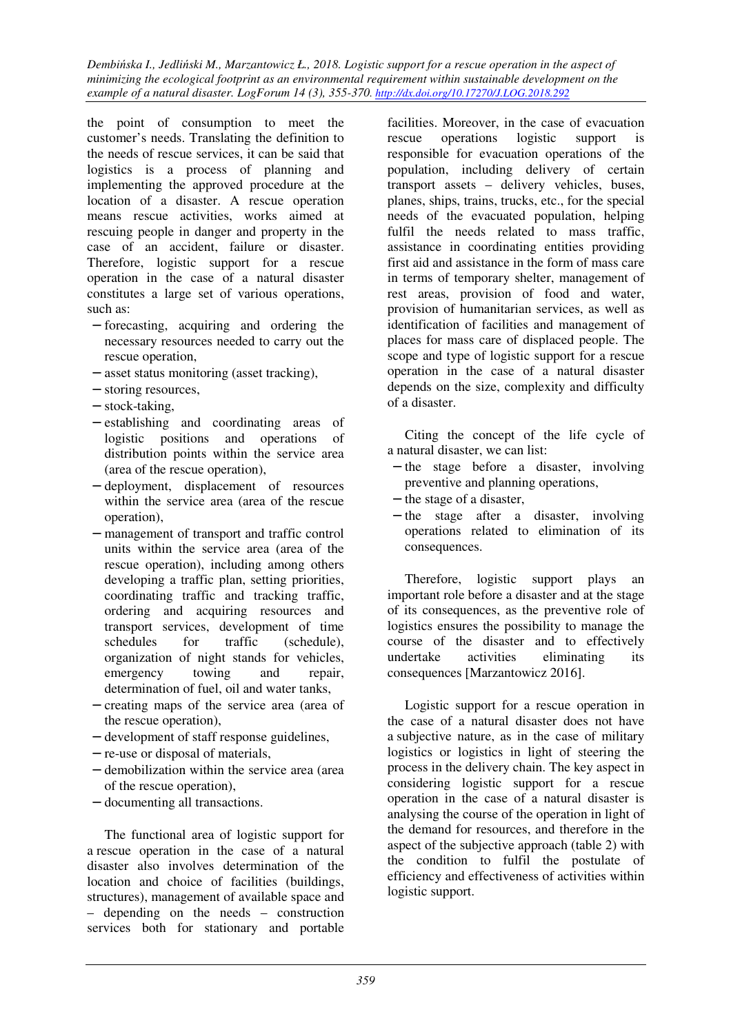the point of consumption to meet the customer's needs. Translating the definition to the needs of rescue services, it can be said that logistics is a process of planning and implementing the approved procedure at the location of a disaster. A rescue operation means rescue activities, works aimed at rescuing people in danger and property in the case of an accident, failure or disaster. Therefore, logistic support for a rescue operation in the case of a natural disaster constitutes a large set of various operations, such as:

- forecasting, acquiring and ordering the necessary resources needed to carry out the rescue operation,
- asset status monitoring (asset tracking),
- storing resources,
- stock-taking,
- establishing and coordinating areas of logistic positions and operations of distribution points within the service area (area of the rescue operation),
- deployment, displacement of resources within the service area (area of the rescue operation),
- management of transport and traffic control units within the service area (area of the rescue operation), including among others developing a traffic plan, setting priorities, coordinating traffic and tracking traffic, ordering and acquiring resources and transport services, development of time schedules for traffic (schedule), organization of night stands for vehicles, emergency towing and repair, determination of fuel, oil and water tanks,
- creating maps of the service area (area of the rescue operation),
- development of staff response guidelines,
- re-use or disposal of materials,
- demobilization within the service area (area of the rescue operation),
- documenting all transactions.

The functional area of logistic support for a rescue operation in the case of a natural disaster also involves determination of the location and choice of facilities (buildings, structures), management of available space and – depending on the needs – construction services both for stationary and portable facilities. Moreover, in the case of evacuation rescue operations logistic support is responsible for evacuation operations of the population, including delivery of certain transport assets – delivery vehicles, buses, planes, ships, trains, trucks, etc., for the special needs of the evacuated population, helping fulfil the needs related to mass traffic, assistance in coordinating entities providing first aid and assistance in the form of mass care in terms of temporary shelter, management of rest areas, provision of food and water, provision of humanitarian services, as well as identification of facilities and management of places for mass care of displaced people. The scope and type of logistic support for a rescue operation in the case of a natural disaster depends on the size, complexity and difficulty of a disaster.

Citing the concept of the life cycle of a natural disaster, we can list:

- the stage before a disaster, involving preventive and planning operations,
- the stage of a disaster,
- the stage after a disaster, involving operations related to elimination of its consequences.

Therefore, logistic support plays an important role before a disaster and at the stage of its consequences, as the preventive role of logistics ensures the possibility to manage the course of the disaster and to effectively undertake activities eliminating its consequences [Marzantowicz 2016].

Logistic support for a rescue operation in the case of a natural disaster does not have a subjective nature, as in the case of military logistics or logistics in light of steering the process in the delivery chain. The key aspect in considering logistic support for a rescue operation in the case of a natural disaster is analysing the course of the operation in light of the demand for resources, and therefore in the aspect of the subjective approach (table 2) with the condition to fulfil the postulate of efficiency and effectiveness of activities within logistic support.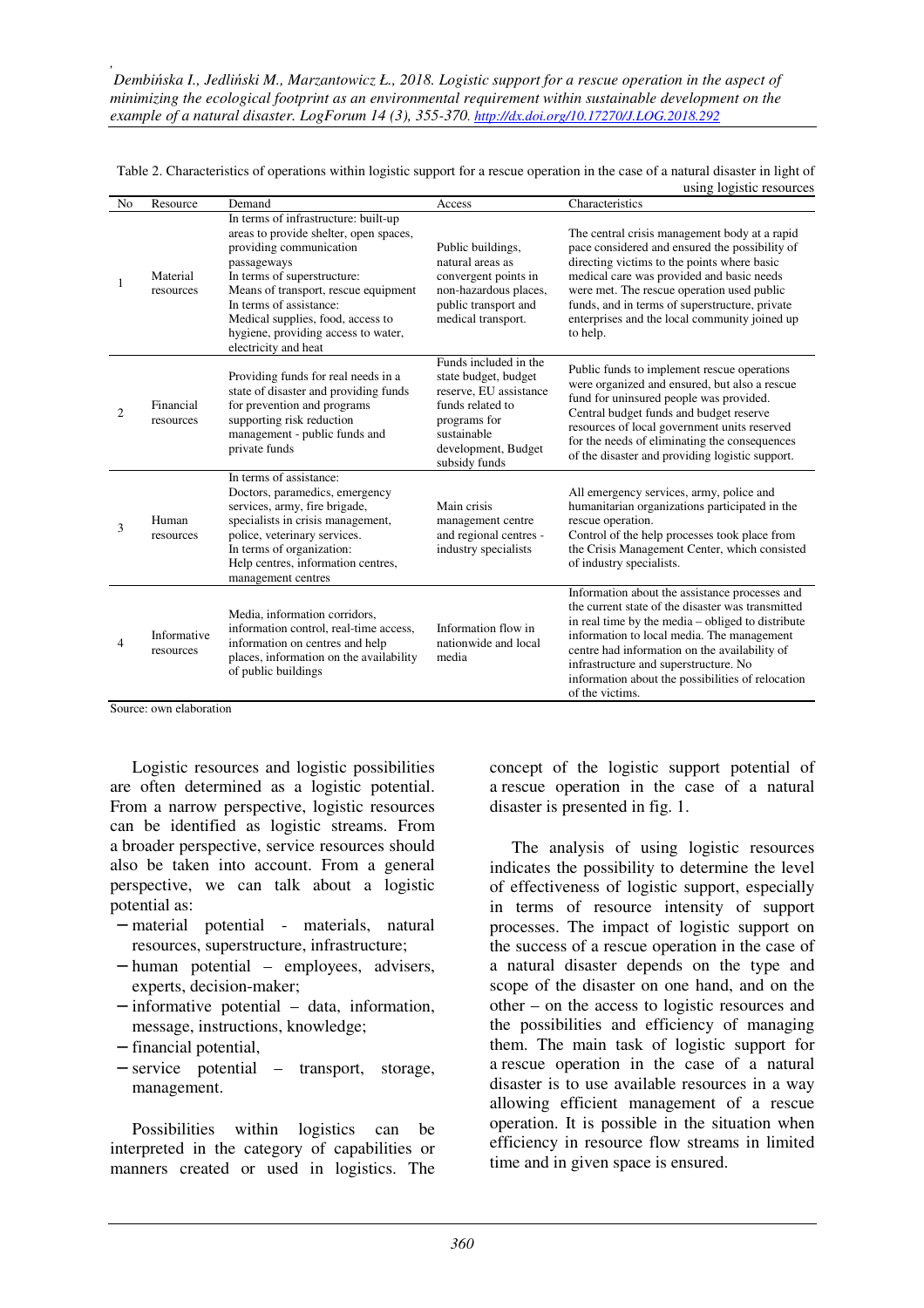Table 2. Characteristics of operations within logistic support for a rescue operation in the case of a natural disaster in light of using logistic resources

| No | Resource | Demand | Access | Characteristics |
|---|---|---|---|---|
| 1 | Material resources | In terms of infrastructure: built-up areas to provide shelter, open spaces, providing communication passageways<br>In terms of superstructure:<br>Means of transport, rescue equipment<br>In terms of assistance:<br>Medical supplies, food, access to hygiene, providing access to water, electricity and heat | Public buildings, natural areas as convergent points in non-hazardous places, public transport and medical transport. | The central crisis management body at a rapid pace considered and ensured the possibility of directing victims to the points where basic medical care was provided and basic needs were met. The rescue operation used public funds, and in terms of superstructure, private enterprises and the local community joined up to help. |
| 2 | Financial resources | Providing funds for real needs in a state of disaster and providing funds for prevention and programs supporting risk reduction management - public funds and private funds | Funds included in the state budget, budget reserve, EU assistance funds related to programs for sustainable development, Budget subsidy funds | Public funds to implement rescue operations were organized and ensured, but also a rescue fund for uninsured people was provided. Central budget funds and budget reserve resources of local government units reserved for the needs of eliminating the consequences of the disaster and providing logistic support. |
| 3 | Human resources | In terms of assistance:<br>Doctors, paramedics, emergency services, army, fire brigade, specialists in crisis management, police, veterinary services.<br>In terms of organization:<br>Help centres, information centres, management centres | Main crisis management centre and regional centres - industry specialists | All emergency services, army, police and humanitarian organizations participated in the rescue operation.<br>Control of the help processes took place from the Crisis Management Center, which consisted of industry specialists. |
| 4 | Informative resources | Media, information corridors, information control, real-time access, information on centres and help places, information on the availability of public buildings | Information flow in nationwide and local media | Information about the assistance processes and the current state of the disaster was transmitted in real time by the media – obliged to distribute information to local media. The management centre had information on the availability of infrastructure and superstructure. No information about the possibilities of relocation of the victims. |

Source: own elaboration

Logistic resources and logistic possibilities are often determined as a logistic potential. From a narrow perspective, logistic resources can be identified as logistic streams. From a broader perspective, service resources should also be taken into account. From a general perspective, we can talk about a logistic potential as:

- material potential - materials, natural resources, superstructure, infrastructure;
- human potential – employees, advisers, experts, decision-maker;
- informative potential – data, information, message, instructions, knowledge;
- financial potential,
- service potential – transport, storage, management.

Possibilities within logistics can be interpreted in the category of capabilities or manners created or used in logistics. The concept of the logistic support potential of a rescue operation in the case of a natural disaster is presented in fig. 1.

The analysis of using logistic resources indicates the possibility to determine the level of effectiveness of logistic support, especially in terms of resource intensity of support processes. The impact of logistic support on the success of a rescue operation in the case of a natural disaster depends on the type and scope of the disaster on one hand, and on the other – on the access to logistic resources and the possibilities and efficiency of managing them. The main task of logistic support for a rescue operation in the case of a natural disaster is to use available resources in a way allowing efficient management of a rescue operation. It is possible in the situation when efficiency in resource flow streams in limited time and in given space is ensured.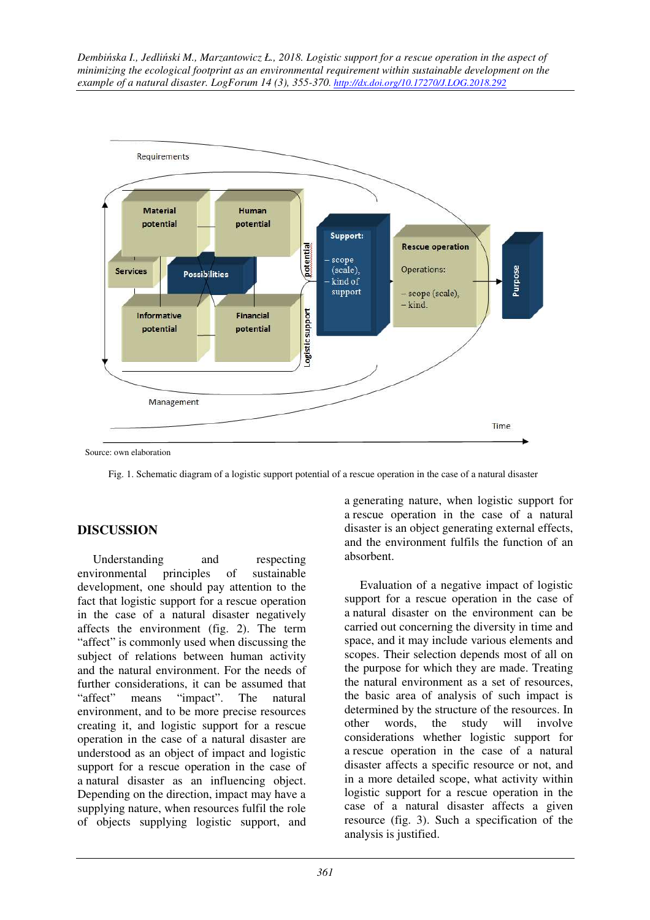Source: own elaboration

Fig. 1. Schematic diagram of a logistic support potential of a rescue operation in the case of a natural disaster

## DISCUSSION

Understanding and respecting environmental principles of sustainable development, one should pay attention to the fact that logistic support for a rescue operation in the case of a natural disaster negatively affects the environment (fig. 2). The term "affect" is commonly used when discussing the subject of relations between human activity and the natural environment. For the needs of further considerations, it can be assumed that "affect" means "impact". The natural environment, and to be more precise resources creating it, and logistic support for a rescue operation in the case of a natural disaster are understood as an object of impact and logistic support for a rescue operation in the case of a natural disaster as an influencing object. Depending on the direction, impact may have a supplying nature, when resources fulfil the role of objects supplying logistic support, and a generating nature, when logistic support for a rescue operation in the case of a natural disaster is an object generating external effects, and the environment fulfils the function of an absorbent.

Evaluation of a negative impact of logistic support for a rescue operation in the case of a natural disaster on the environment can be carried out concerning the diversity in time and space, and it may include various elements and scopes. Their selection depends most of all on the purpose for which they are made. Treating the natural environment as a set of resources, the basic area of analysis of such impact is determined by the structure of the resources. In other words, the study will involve considerations whether logistic support for a rescue operation in the case of a natural disaster affects a specific resource or not, and in a more detailed scope, what activity within logistic support for a rescue operation in the case of a natural disaster affects a given resource (fig. 3). Such a specification of the analysis is justified.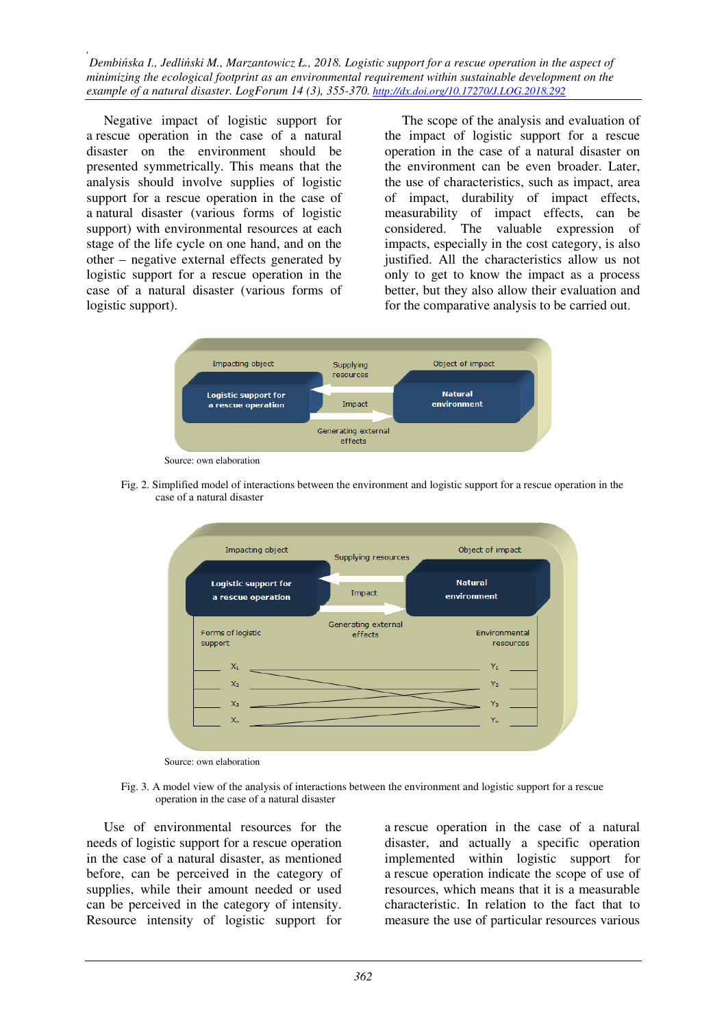Negative impact of logistic support for a rescue operation in the case of a natural disaster on the environment should be presented symmetrically. This means that the analysis should involve supplies of logistic support for a rescue operation in the case of a natural disaster (various forms of logistic support) with environmental resources at each stage of the life cycle on one hand, and on the other – negative external effects generated by logistic support for a rescue operation in the case of a natural disaster (various forms of logistic support).

The scope of the analysis and evaluation of the impact of logistic support for a rescue operation in the case of a natural disaster on the environment can be even broader. Later, the use of characteristics, such as impact, area of impact, durability of impact effects, measurability of impact effects, can be considered. The valuable expression of impacts, especially in the cost category, is also justified. All the characteristics allow us not only to get to know the impact as a process better, but they also allow their evaluation and for the comparative analysis to be carried out.

Impacting object | Supplying resources | Object of impact

Logistic support for a rescue operation | Impact | Natural environment

Generating external effects

Source: own elaboration

Fig. 2. Simplified model of interactions between the environment and logistic support for a rescue operation in the case of a natural disaster

Impacting object | Supplying resources | Object of impact

Logistic support for a rescue operation | Impact | Natural environment

Generating external effects

Forms of logistic support: $X_1$, $X_2$, $X_3$, $X_n$

Environmental resources: $Y_1$, $Y_2$, $Y_3$, $Y_n$

Source: own elaboration

Fig. 3. A model view of the analysis of interactions between the environment and logistic support for a rescue operation in the case of a natural disaster

Use of environmental resources for the needs of logistic support for a rescue operation in the case of a natural disaster, as mentioned before, can be perceived in the category of supplies, while their amount needed or used can be perceived in the category of intensity. Resource intensity of logistic support for a rescue operation in the case of a natural disaster, and actually a specific operation implemented within logistic support for a rescue operation indicate the scope of use of resources, which means that it is a measurable characteristic. In relation to the fact that to measure the use of particular resources various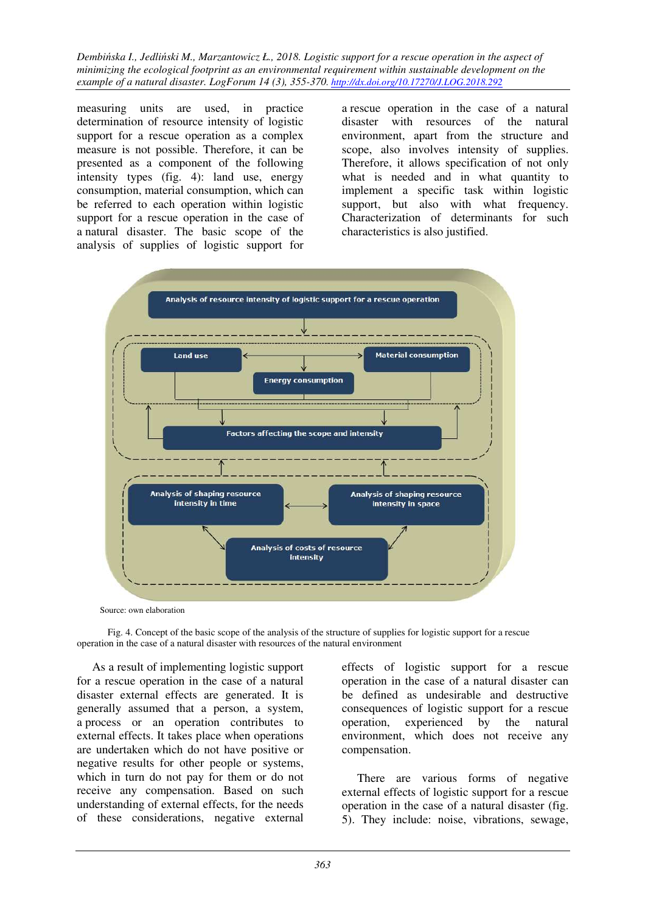measuring units are used, in practice determination of resource intensity of logistic support for a rescue operation as a complex measure is not possible. Therefore, it can be presented as a component of the following intensity types (fig. 4): land use, energy consumption, material consumption, which can be referred to each operation within logistic support for a rescue operation in the case of a natural disaster. The basic scope of the analysis of supplies of logistic support for a rescue operation in the case of a natural disaster with resources of the natural environment, apart from the structure and scope, also involves intensity of supplies. Therefore, it allows specification of not only what is needed and in what quantity to implement a specific task within logistic support, but also with what frequency. Characterization of determinants for such characteristics is also justified.

Analysis of resource intensity of logistic support for a rescue operation

Land use | Material consumption | Energy consumption

Factors affecting the scope and intensity

Analysis of shaping resource intensity in time | Analysis of shaping resource intensity in space

Analysis of costs of resource intensity

Source: own elaboration

Fig. 4. Concept of the basic scope of the analysis of the structure of supplies for logistic support for a rescue operation in the case of a natural disaster with resources of the natural environment

As a result of implementing logistic support for a rescue operation in the case of a natural disaster external effects are generated. It is generally assumed that a person, a system, a process or an operation contributes to external effects. It takes place when operations are undertaken which do not have positive or negative results for other people or systems, which in turn do not pay for them or do not receive any compensation. Based on such understanding of external effects, for the needs of these considerations, negative external effects of logistic support for a rescue operation in the case of a natural disaster can be defined as undesirable and destructive consequences of logistic support for a rescue operation, experienced by the natural environment, which does not receive any compensation.

There are various forms of negative external effects of logistic support for a rescue operation in the case of a natural disaster (fig. 5). They include: noise, vibrations, sewage,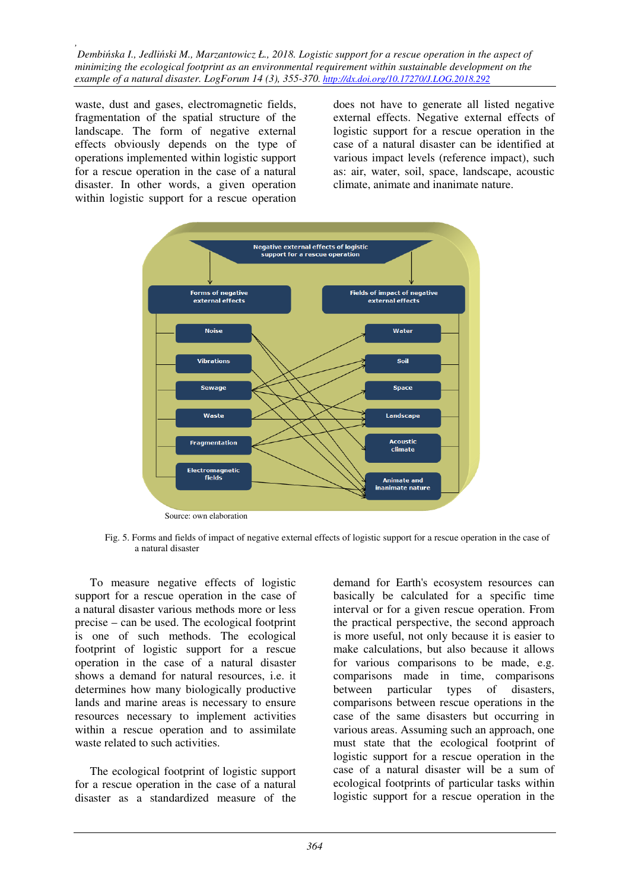waste, dust and gases, electromagnetic fields, fragmentation of the spatial structure of the landscape. The form of negative external effects obviously depends on the type of operations implemented within logistic support for a rescue operation in the case of a natural disaster. In other words, a given operation within logistic support for a rescue operation does not have to generate all listed negative external effects. Negative external effects of logistic support for a rescue operation in the case of a natural disaster can be identified at various impact levels (reference impact), such as: air, water, soil, space, landscape, acoustic climate, animate and inanimate nature.

Source: own elaboration

Fig. 5. Forms and fields of impact of negative external effects of logistic support for a rescue operation in the case of a natural disaster

To measure negative effects of logistic support for a rescue operation in the case of a natural disaster various methods more or less precise – can be used. The ecological footprint is one of such methods. The ecological footprint of logistic support for a rescue operation in the case of a natural disaster shows a demand for natural resources, i.e. it determines how many biologically productive lands and marine areas is necessary to ensure resources necessary to implement activities within a rescue operation and to assimilate waste related to such activities.

The ecological footprint of logistic support for a rescue operation in the case of a natural disaster as a standardized measure of the demand for Earth's ecosystem resources can basically be calculated for a specific time interval or for a given rescue operation. From the practical perspective, the second approach is more useful, not only because it is easier to make calculations, but also because it allows for various comparisons to be made, e.g. comparisons made in time, comparisons between particular types of disasters, comparisons between rescue operations in the case of the same disasters but occurring in various areas. Assuming such an approach, one must state that the ecological footprint of logistic support for a rescue operation in the case of a natural disaster will be a sum of ecological footprints of particular tasks within logistic support for a rescue operation in the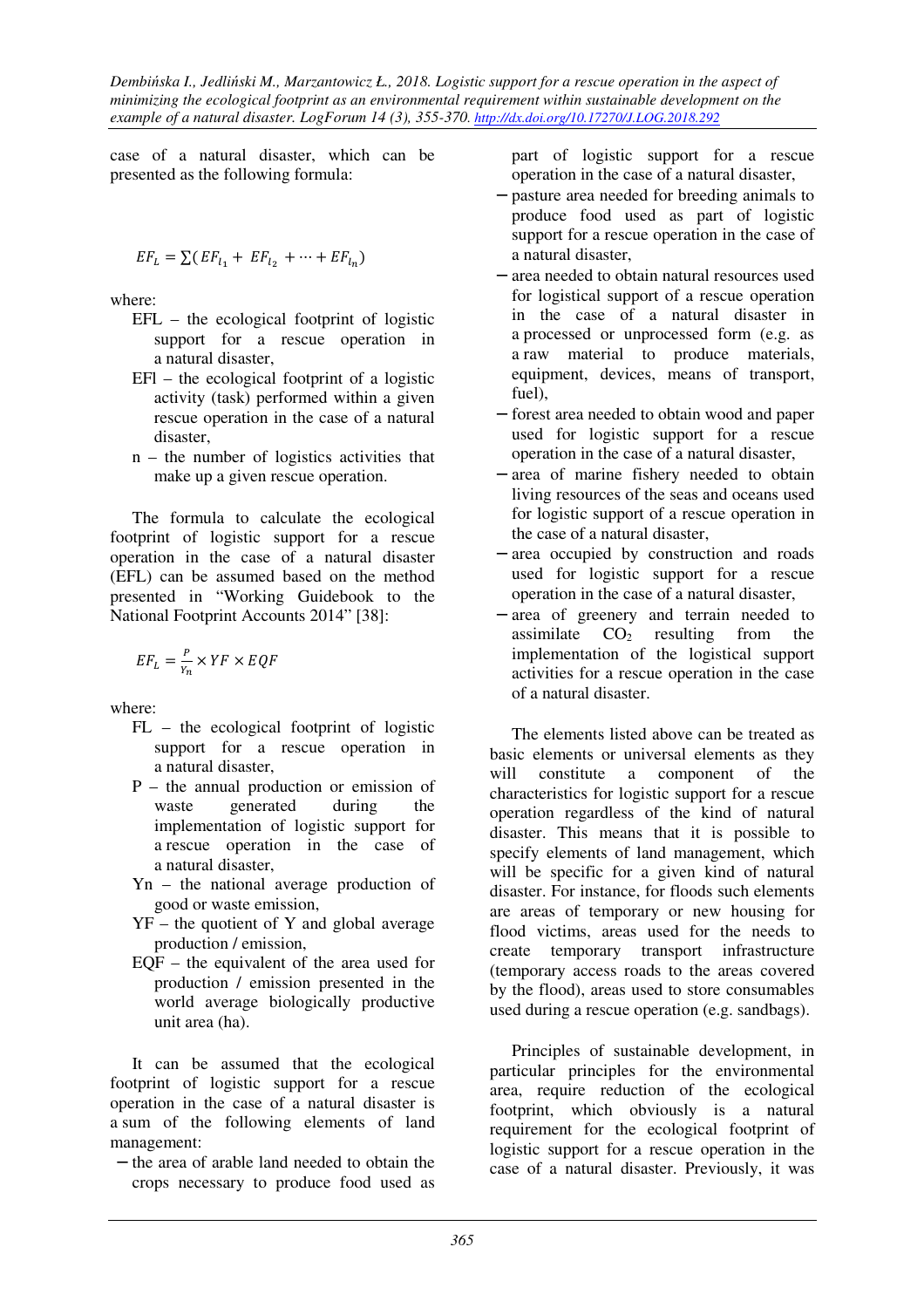case of a natural disaster, which can be presented as the following formula:

$$EF_L = \sum(EF_{l_1} + EF_{l_2} + \cdots + EF_{l_n})$$

where:

- EFL – the ecological footprint of logistic support for a rescue operation in a natural disaster,
- EFl – the ecological footprint of a logistic activity (task) performed within a given rescue operation in the case of a natural disaster,
- n – the number of logistics activities that make up a given rescue operation.

The formula to calculate the ecological footprint of logistic support for a rescue operation in the case of a natural disaster (EFL) can be assumed based on the method presented in "Working Guidebook to the National Footprint Accounts 2014" [38]:

$$EF_L = \frac{P}{Y_n} \times YF \times EQF$$

where:

- FL – the ecological footprint of logistic support for a rescue operation in a natural disaster,
- P – the annual production or emission of waste generated during the implementation of logistic support for a rescue operation in the case of a natural disaster,
- Yn – the national average production of good or waste emission,
- YF – the quotient of Y and global average production / emission,
- EQF – the equivalent of the area used for production / emission presented in the world average biologically productive unit area (ha).

It can be assumed that the ecological footprint of logistic support for a rescue operation in the case of a natural disaster is a sum of the following elements of land management:

- the area of arable land needed to obtain the crops necessary to produce food used as part of logistic support for a rescue operation in the case of a natural disaster,
- pasture area needed for breeding animals to produce food used as part of logistic support for a rescue operation in the case of a natural disaster,
- area needed to obtain natural resources used for logistical support of a rescue operation in the case of a natural disaster in a processed or unprocessed form (e.g. as a raw material to produce materials, equipment, devices, means of transport, fuel),
- forest area needed to obtain wood and paper used for logistic support for a rescue operation in the case of a natural disaster,
- area of marine fishery needed to obtain living resources of the seas and oceans used for logistic support of a rescue operation in the case of a natural disaster,
- area occupied by construction and roads used for logistic support for a rescue operation in the case of a natural disaster,
- area of greenery and terrain needed to assimilate $CO_2$ resulting from the implementation of the logistical support activities for a rescue operation in the case of a natural disaster.

The elements listed above can be treated as basic elements or universal elements as they will constitute a component of the characteristics for logistic support for a rescue operation regardless of the kind of natural disaster. This means that it is possible to specify elements of land management, which will be specific for a given kind of natural disaster. For instance, for floods such elements are areas of temporary or new housing for flood victims, areas used for the needs to create temporary transport infrastructure (temporary access roads to the areas covered by the flood), areas used to store consumables used during a rescue operation (e.g. sandbags).

Principles of sustainable development, in particular principles for the environmental area, require reduction of the ecological footprint, which obviously is a natural requirement for the ecological footprint of logistic support for a rescue operation in the case of a natural disaster. Previously, it was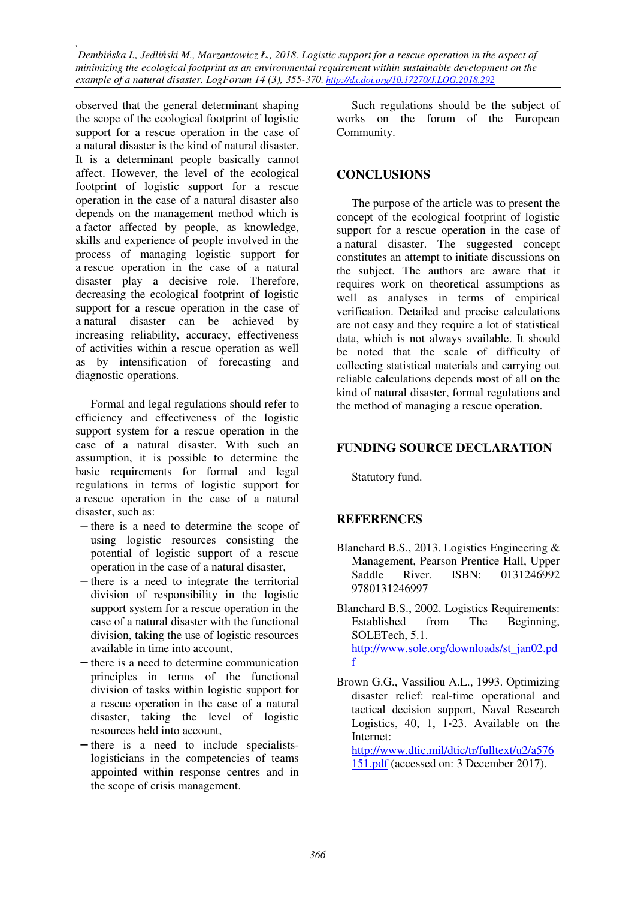observed that the general determinant shaping the scope of the ecological footprint of logistic support for a rescue operation in the case of a natural disaster is the kind of natural disaster. It is a determinant people basically cannot affect. However, the level of the ecological footprint of logistic support for a rescue operation in the case of a natural disaster also depends on the management method which is a factor affected by people, as knowledge, skills and experience of people involved in the process of managing logistic support for a rescue operation in the case of a natural disaster play a decisive role. Therefore, decreasing the ecological footprint of logistic support for a rescue operation in the case of a natural disaster can be achieved by increasing reliability, accuracy, effectiveness of activities within a rescue operation as well as by intensification of forecasting and diagnostic operations.

Formal and legal regulations should refer to efficiency and effectiveness of the logistic support system for a rescue operation in the case of a natural disaster. With such an assumption, it is possible to determine the basic requirements for formal and legal regulations in terms of logistic support for a rescue operation in the case of a natural disaster, such as:

- there is a need to determine the scope of using logistic resources consisting the potential of logistic support of a rescue operation in the case of a natural disaster,
- there is a need to integrate the territorial division of responsibility in the logistic support system for a rescue operation in the case of a natural disaster with the functional division, taking the use of logistic resources available in time into account,
- there is a need to determine communication principles in terms of the functional division of tasks within logistic support for a rescue operation in the case of a natural disaster, taking the level of logistic resources held into account,
- there is a need to include specialists-logisticians in the competencies of teams appointed within response centres and in the scope of crisis management.

Such regulations should be the subject of works on the forum of the European Community.

## CONCLUSIONS

The purpose of the article was to present the concept of the ecological footprint of logistic support for a rescue operation in the case of a natural disaster. The suggested concept constitutes an attempt to initiate discussions on the subject. The authors are aware that it requires work on theoretical assumptions as well as analyses in terms of empirical verification. Detailed and precise calculations are not easy and they require a lot of statistical data, which is not always available. It should be noted that the scale of difficulty of collecting statistical materials and carrying out reliable calculations depends most of all on the kind of natural disaster, formal regulations and the method of managing a rescue operation.

## FUNDING SOURCE DECLARATION

Statutory fund.

## REFERENCES

Blanchard B.S., 2013. Logistics Engineering & Management, Pearson Prentice Hall, Upper Saddle River. ISBN: 0131246992 9780131246997

Blanchard B.S., 2002. Logistics Requirements: Established from The Beginning, SOLETech, 5.1. http://www.sole.org/downloads/st_jan02.pdf

Brown G.G., Vassiliou A.L., 1993. Optimizing disaster relief: real-time operational and tactical decision support, Naval Research Logistics, 40, 1, 1-23. Available on the Internet: http://www.dtic.mil/dtic/tr/fulltext/u2/a576151.pdf (accessed on: 3 December 2017).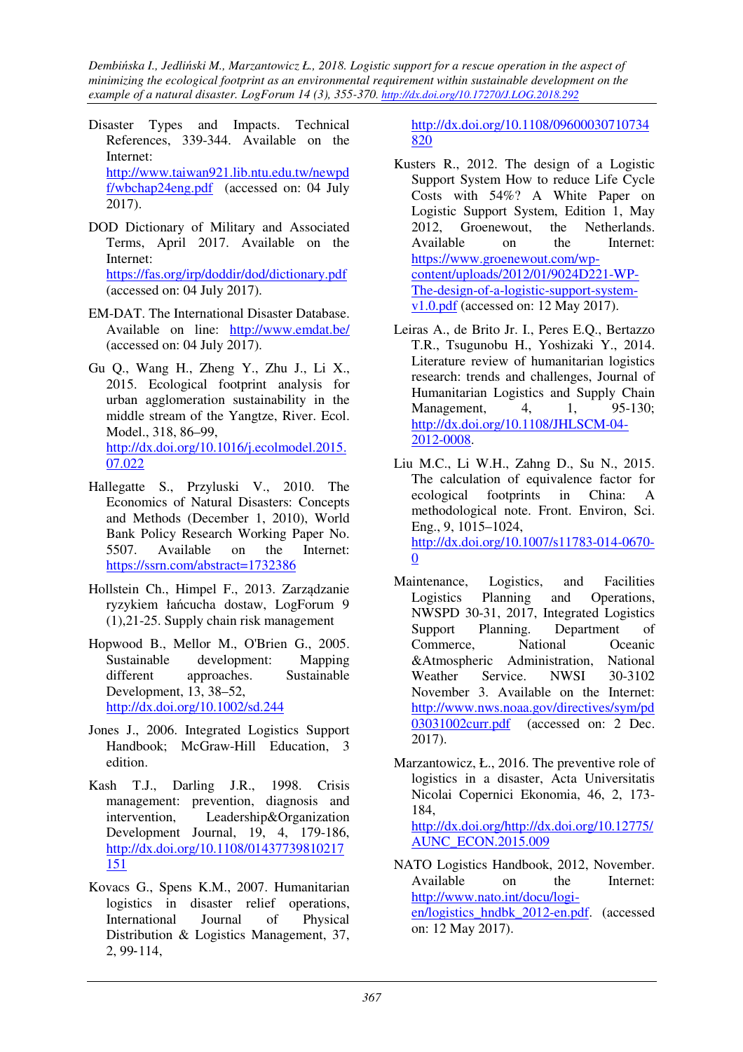Disaster Types and Impacts. Technical References, 339-344. Available on the Internet: http://www.taiwan921.lib.ntu.edu.tw/newpdf/wbchap24eng.pdf (accessed on: 04 July 2017).

DOD Dictionary of Military and Associated Terms, April 2017. Available on the Internet: https://fas.org/irp/doddir/dod/dictionary.pdf (accessed on: 04 July 2017).

EM-DAT. The International Disaster Database. Available on line: http://www.emdat.be/ (accessed on: 04 July 2017).

Gu Q., Wang H., Zheng Y., Zhu J., Li X., 2015. Ecological footprint analysis for urban agglomeration sustainability in the middle stream of the Yangtze, River. Ecol. Model., 318, 86–99, http://dx.doi.org/10.1016/j.ecolmodel.2015.07.022

Hallegatte S., Przyluski V., 2010. The Economics of Natural Disasters: Concepts and Methods (December 1, 2010), World Bank Policy Research Working Paper No. 5507. Available on the Internet: https://ssrn.com/abstract=1732386

Hollstein Ch., Himpel F., 2013. Zarządzanie ryzykiem łańcucha dostaw, LogForum 9 (1),21-25. Supply chain risk management

Hopwood B., Mellor M., O'Brien G., 2005. Sustainable development: Mapping different approaches. Sustainable Development, 13, 38–52, http://dx.doi.org/10.1002/sd.244

Jones J., 2006. Integrated Logistics Support Handbook; McGraw-Hill Education, 3 edition.

Kash T.J., Darling J.R., 1998. Crisis management: prevention, diagnosis and intervention, Leadership&Organization Development Journal, 19, 4, 179-186, http://dx.doi.org/10.1108/01437739810217151

Kovacs G., Spens K.M., 2007. Humanitarian logistics in disaster relief operations, International Journal of Physical Distribution & Logistics Management, 37, 2, 99-114, http://dx.doi.org/10.1108/09600030710734820

Kusters R., 2012. The design of a Logistic Support System How to reduce Life Cycle Costs with 54%? A White Paper on Logistic Support System, Edition 1, May 2012, Groenewout, the Netherlands. Available on the Internet: https://www.groenewout.com/wp-content/uploads/2012/01/9024D221-WP-The-design-of-a-logistic-support-system-v1.0.pdf (accessed on: 12 May 2017).

Leiras A., de Brito Jr. I., Peres E.Q., Bertazzo T.R., Tsugunobu H., Yoshizaki Y., 2014. Literature review of humanitarian logistics research: trends and challenges, Journal of Humanitarian Logistics and Supply Chain Management, 4, 1, 95-130; http://dx.doi.org/10.1108/JHLSCM-04-2012-0008.

Liu M.C., Li W.H., Zahng D., Su N., 2015. The calculation of equivalence factor for ecological footprints in China: A methodological note. Front. Environ, Sci. Eng., 9, 1015–1024, http://dx.doi.org/10.1007/s11783-014-0670-0

Maintenance, Logistics, and Facilities Logistics Planning and Operations, NWSPD 30-31, 2017, Integrated Logistics Support Planning. Department of Commerce, National Oceanic &Atmospheric Administration, National Weather Service. NWSI 30-3102 November 3. Available on the Internet: http://www.nws.noaa.gov/directives/sym/pd03031002curr.pdf (accessed on: 2 Dec. 2017).

Marzantowicz, Ł., 2016. The preventive role of logistics in a disaster, Acta Universitatis Nicolai Copernici Ekonomia, 46, 2, 173-184, http://dx.doi.org/http://dx.doi.org/10.12775/AUNC_ECON.2015.009

NATO Logistics Handbook, 2012, November. Available on the Internet: http://www.nato.int/docu/logi-en/logistics_hndbk_2012-en.pdf. (accessed on: 12 May 2017).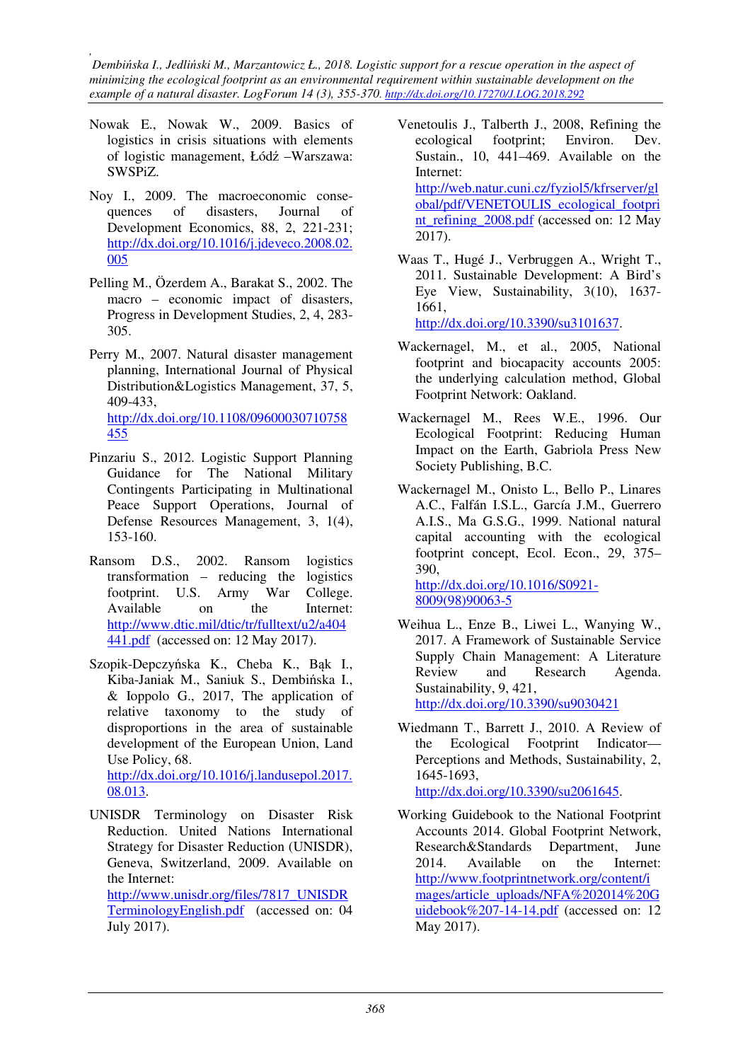Nowak E., Nowak W., 2009. Basics of logistics in crisis situations with elements of logistic management, Łódź –Warszawa: SWSPiZ.

Noy I., 2009. The macroeconomic consequences of disasters, Journal of Development Economics, 88, 2, 221-231; http://dx.doi.org/10.1016/j.jdeveco.2008.02.005

Pelling M., Özerdem A., Barakat S., 2002. The macro – economic impact of disasters, Progress in Development Studies, 2, 4, 283-305.

Perry M., 2007. Natural disaster management planning, International Journal of Physical Distribution&Logistics Management, 37, 5, 409-433, http://dx.doi.org/10.1108/09600030710758455

Pinzariu S., 2012. Logistic Support Planning Guidance for The National Military Contingents Participating in Multinational Peace Support Operations, Journal of Defense Resources Management, 3, 1(4), 153-160.

Ransom D.S., 2002. Ransom logistics transformation – reducing the logistics footprint. U.S. Army War College. Available on the Internet: http://www.dtic.mil/dtic/tr/fulltext/u2/a404441.pdf (accessed on: 12 May 2017).

Szopik-Depczyńska K., Cheba K., Bąk I., Kiba-Janiak M., Saniuk S., Dembińska I., & Ioppolo G., 2017, The application of relative taxonomy to the study of disproportions in the area of sustainable development of the European Union, Land Use Policy, 68. http://dx.doi.org/10.1016/j.landusepol.2017.08.013.

UNISDR Terminology on Disaster Risk Reduction. United Nations International Strategy for Disaster Reduction (UNISDR), Geneva, Switzerland, 2009. Available on the Internet: http://www.unisdr.org/files/7817_UNISDRTerminologyEnglish.pdf (accessed on: 04 July 2017).

Venetoulis J., Talberth J., 2008, Refining the ecological footprint; Environ. Dev. Sustain., 10, 441–469. Available on the Internet: http://web.natur.cuni.cz/fyziol5/kfrserver/global/pdf/VENETOULIS_ecological_footprint_refining_2008.pdf (accessed on: 12 May 2017).

Waas T., Hugé J., Verbruggen A., Wright T., 2011. Sustainable Development: A Bird's Eye View, Sustainability, 3(10), 1637-1661, http://dx.doi.org/10.3390/su3101637.

Wackernagel, M., et al., 2005, National footprint and biocapacity accounts 2005: the underlying calculation method, Global Footprint Network: Oakland.

Wackernagel M., Rees W.E., 1996. Our Ecological Footprint: Reducing Human Impact on the Earth, Gabriola Press New Society Publishing, B.C.

Wackernagel M., Onisto L., Bello P., Linares A.C., Falfán I.S.L., García J.M., Guerrero A.I.S., Ma G.S.G., 1999. National natural capital accounting with the ecological footprint concept, Ecol. Econ., 29, 375–390, http://dx.doi.org/10.1016/S0921-8009(98)90063-5

Weihua L., Enze B., Liwei L., Wanying W., 2017. A Framework of Sustainable Service Supply Chain Management: A Literature Review and Research Agenda. Sustainability, 9, 421, http://dx.doi.org/10.3390/su9030421

Wiedmann T., Barrett J., 2010. A Review of the Ecological Footprint Indicator—Perceptions and Methods, Sustainability, 2, 1645-1693, http://dx.doi.org/10.3390/su2061645.

Working Guidebook to the National Footprint Accounts 2014. Global Footprint Network, Research&Standards Department, June 2014. Available on the Internet: http://www.footprintnetwork.org/content/images/article_uploads/NFA%202014%20Guidebook%207-14-14.pdf (accessed on: 12 May 2017).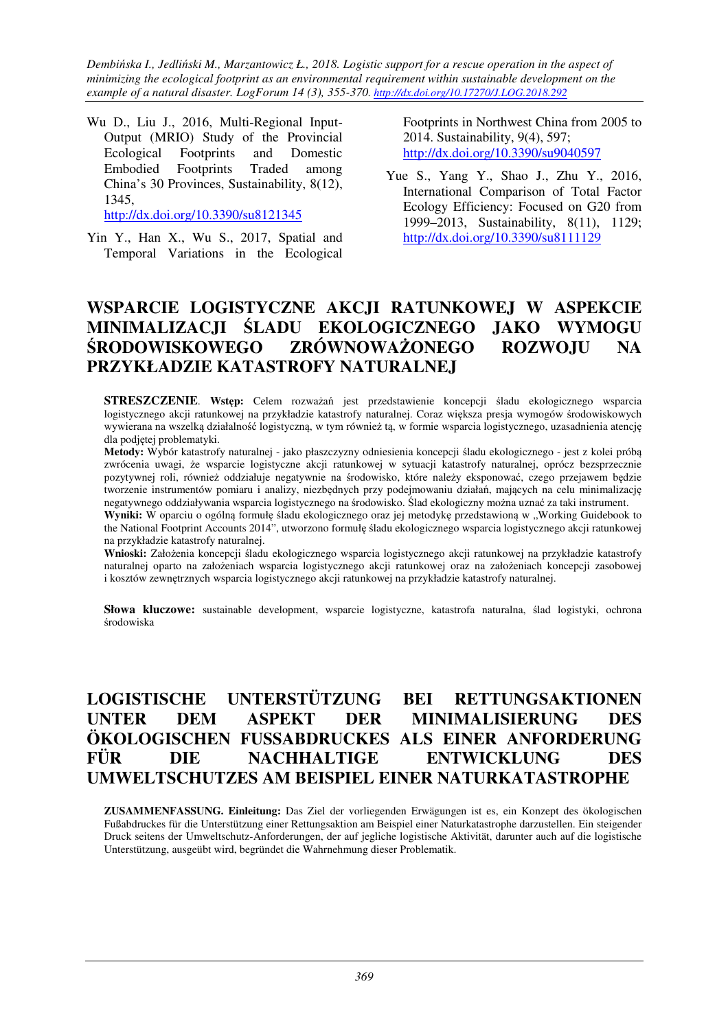Wu D., Liu J., 2016, Multi-Regional Input-Output (MRIO) Study of the Provincial Ecological Footprints and Domestic Embodied Footprints Traded among China's 30 Provinces, Sustainability, 8(12), 1345, http://dx.doi.org/10.3390/su8121345

Yin Y., Han X., Wu S., 2017, Spatial and Temporal Variations in the Ecological Footprints in Northwest China from 2005 to 2014. Sustainability, 9(4), 597; http://dx.doi.org/10.3390/su9040597

Yue S., Yang Y., Shao J., Zhu Y., 2016, International Comparison of Total Factor Ecology Efficiency: Focused on G20 from 1999–2013, Sustainability, 8(11), 1129; http://dx.doi.org/10.3390/su8111129

# WSPARCIE LOGISTYCZNE AKCJI RATUNKOWEJ W ASPEKCIE MINIMALIZACJI ŚLADU EKOLOGICZNEGO JAKO WYMOGU ŚRODOWISKOWEGO ZRÓWNOWAŻONEGO ROZWOJU NA PRZYKŁADZIE KATASTROFY NATURALNEJ

**STRESZCZENIE**. **Wstęp:** Celem rozważań jest przedstawienie koncepcji śladu ekologicznego wsparcia logistycznego akcji ratunkowej na przykładzie katastrofy naturalnej. Coraz większa presja wymogów środowiskowych wywierana na wszelką działalność logistyczną, w tym również tą, w formie wsparcia logistycznego, uzasadnienia atencję dla podjętej problematyki.

**Metody:** Wybór katastrofy naturalnej - jako płaszczyzny odniesienia koncepcji śladu ekologicznego - jest z kolei próbą zwrócenia uwagi, że wsparcie logistyczne akcji ratunkowej w sytuacji katastrofy naturalnej, oprócz bezsprzecznie pozytywnej roli, również oddziałuje negatywnie na środowisko, które należy eksponować, czego przejawem będzie tworzenie instrumentów pomiaru i analizy, niezbędnych przy podejmowaniu działań, mających na celu minimalizację negatywnego oddziaływania wsparcia logistycznego na środowisko. Ślad ekologiczny można uznać za taki instrument.

**Wyniki:** W oparciu o ogólną formułę śladu ekologicznego oraz jej metodykę przedstawioną w „Working Guidebook to the National Footprint Accounts 2014", utworzono formułę śladu ekologicznego wsparcia logistycznego akcji ratunkowej na przykładzie katastrofy naturalnej.

**Wnioski:** Założenia koncepcji śladu ekologicznego wsparcia logistycznego akcji ratunkowej na przykładzie katastrofy naturalnej oparto na założeniach wsparcia logistycznego akcji ratunkowej oraz na założeniach koncepcji zasobowej i kosztów zewnętrznych wsparcia logistycznego akcji ratunkowej na przykładzie katastrofy naturalnej.

**Słowa kluczowe:** sustainable development, wsparcie logistyczne, katastrofa naturalna, ślad logistyki, ochrona środowiska

# LOGISTISCHE UNTERSTÜTZUNG BEI RETTUNGSAKTIONEN UNTER DEM ASPEKT DER MINIMALISIERUNG DES ÖKOLOGISCHEN FUSSABDRUCKES ALS EINER ANFORDERUNG FÜR DIE NACHHALTIGE ENTWICKLUNG DES UMWELTSCHUTZES AM BEISPIEL EINER NATURKATASTROPHE

**ZUSAMMENFASSUNG. Einleitung:** Das Ziel der vorliegenden Erwägungen ist es, ein Konzept des ökologischen Fußabdruckes für die Unterstützung einer Rettungsaktion am Beispiel einer Naturkatastrophe darzustellen. Ein steigender Druck seitens der Umweltschutz-Anforderungen, der auf jegliche logistische Aktivität, darunter auch auf die logistische Unterstützung, ausgeübt wird, begründet die Wahrnehmung dieser Problematik.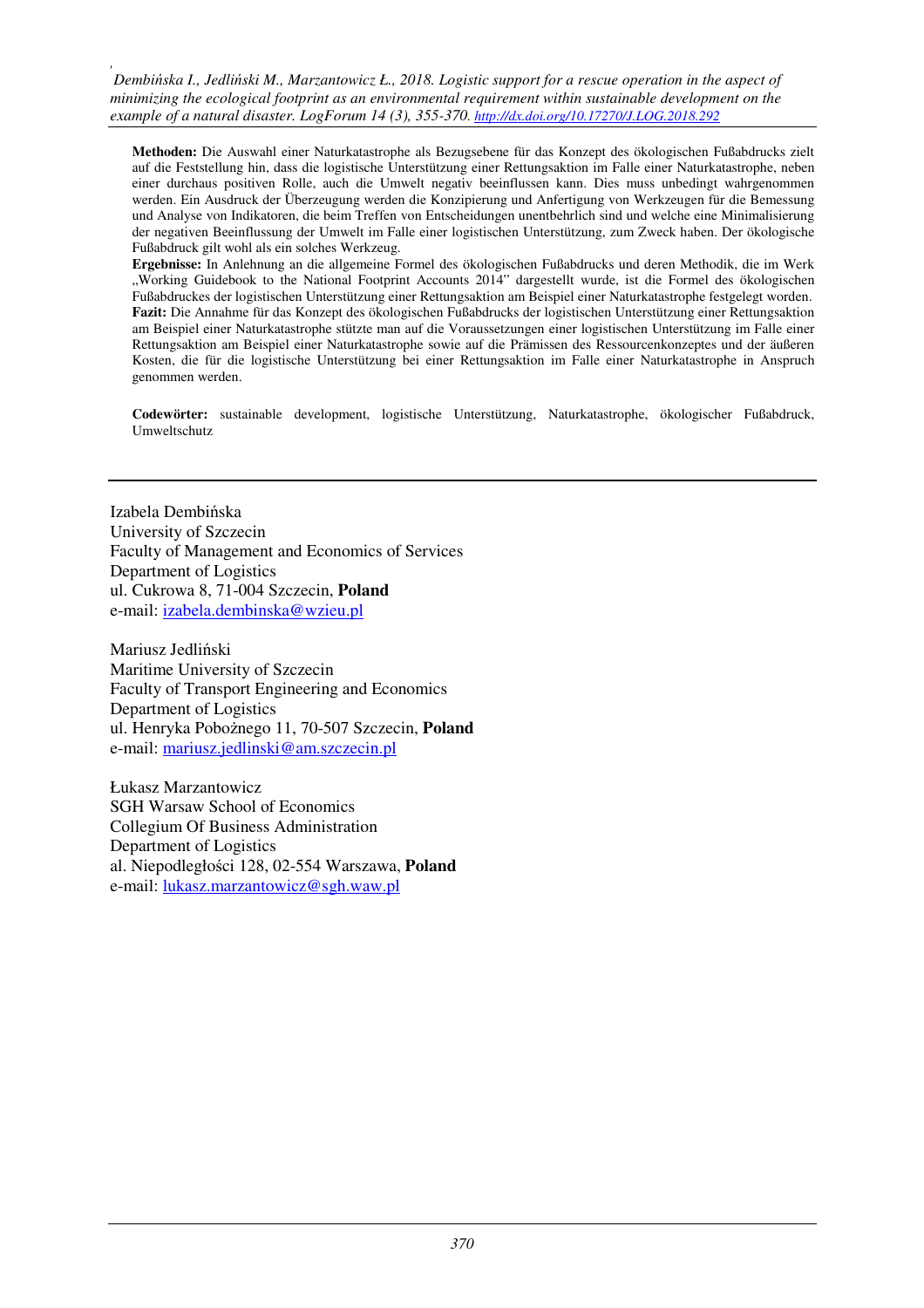**Methoden:** Die Auswahl einer Naturkatastrophe als Bezugsebene für das Konzept des ökologischen Fußabdrucks zielt auf die Feststellung hin, dass die logistische Unterstützung einer Rettungsaktion im Falle einer Naturkatastrophe, neben einer durchaus positiven Rolle, auch die Umwelt negativ beeinflussen kann. Dies muss unbedingt wahrgenommen werden. Ein Ausdruck der Überzeugung werden die Konzipierung und Anfertigung von Werkzeugen für die Bemessung und Analyse von Indikatoren, die beim Treffen von Entscheidungen unentbehrlich sind und welche eine Minimalisierung der negativen Beeinflussung der Umwelt im Falle einer logistischen Unterstützung, zum Zweck haben. Der ökologische Fußabdruck gilt wohl als ein solches Werkzeug.

**Ergebnisse:** In Anlehnung an die allgemeine Formel des ökologischen Fußabdrucks und deren Methodik, die im Werk „Working Guidebook to the National Footprint Accounts 2014" dargestellt wurde, ist die Formel des ökologischen Fußabdruckes der logistischen Unterstützung einer Rettungsaktion am Beispiel einer Naturkatastrophe festgelegt worden.

**Fazit:** Die Annahme für das Konzept des ökologischen Fußabdrucks der logistischen Unterstützung einer Rettungsaktion am Beispiel einer Naturkatastrophe stützte man auf die Voraussetzungen einer logistischen Unterstützung im Falle einer Rettungsaktion am Beispiel einer Naturkatastrophe sowie auf die Prämissen des Ressourcenkonzeptes und der äußeren Kosten, die für die logistische Unterstützung bei einer Rettungsaktion im Falle einer Naturkatastrophe in Anspruch genommen werden.

**Codewörter:** sustainable development, logistische Unterstützung, Naturkatastrophe, ökologischer Fußabdruck, Umweltschutz

---

Izabela Dembińska  
University of Szczecin  
Faculty of Management and Economics of Services  
Department of Logistics  
ul. Cukrowa 8, 71-004 Szczecin, **Poland**  
e-mail: izabela.dembinska@wzieu.pl

Mariusz Jedliński  
Maritime University of Szczecin  
Faculty of Transport Engineering and Economics  
Department of Logistics  
ul. Henryka Pobożnego 11, 70-507 Szczecin, **Poland**  
e-mail: mariusz.jedlinski@am.szczecin.pl

Łukasz Marzantowicz  
SGH Warsaw School of Economics  
Collegium Of Business Administration  
Department of Logistics  
al. Niepodległości 128, 02-554 Warszawa, **Poland**  
e-mail: lukasz.marzantowicz@sgh.waw.pl